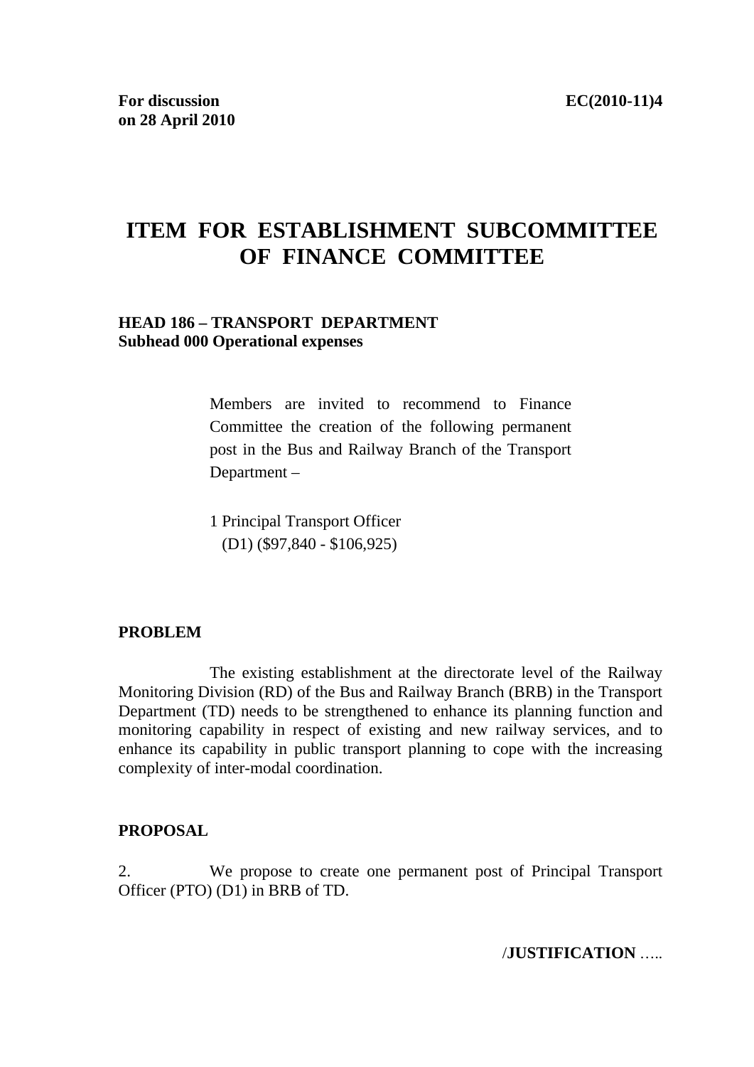**For discussion on 28 April 2010** **EC(2010-11)4**

# ITEM FOR ESTABLISHMENT SUBCOMMITTEE OF FINANCE COMMITTEE

**HEAD 186 – TRANSPORT DEPARTMENT**
**Subhead 000 Operational expenses**

Members are invited to recommend to Finance Committee the creation of the following permanent post in the Bus and Railway Branch of the Transport Department –

1 Principal Transport Officer
(D1) ($97,840 - $106,925)

## PROBLEM

The existing establishment at the directorate level of the Railway Monitoring Division (RD) of the Bus and Railway Branch (BRB) in the Transport Department (TD) needs to be strengthened to enhance its planning function and monitoring capability in respect of existing and new railway services, and to enhance its capability in public transport planning to cope with the increasing complexity of inter-modal coordination.

## PROPOSAL

2. We propose to create one permanent post of Principal Transport Officer (PTO) (D1) in BRB of TD.

/**JUSTIFICATION** …..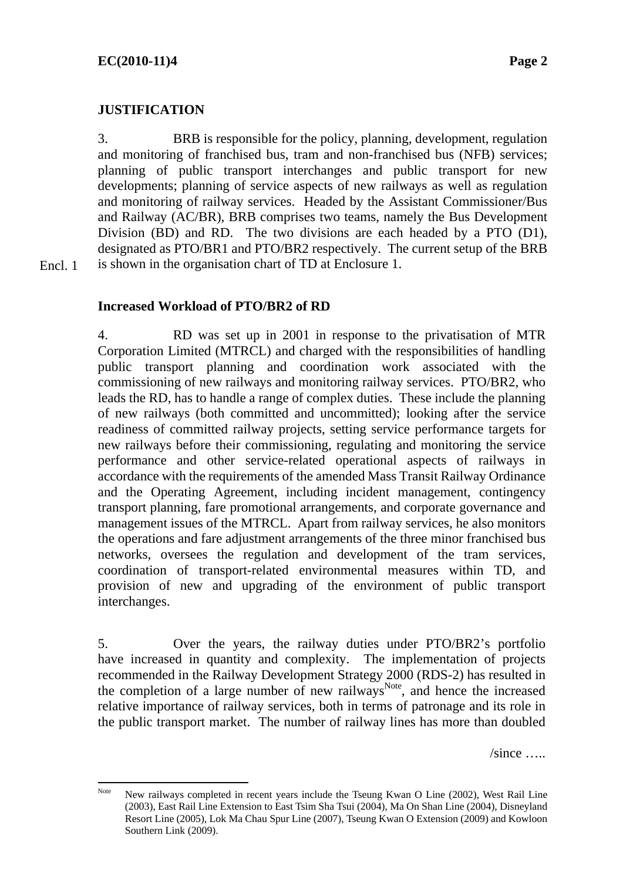## JUSTIFICATION

3. BRB is responsible for the policy, planning, development, regulation and monitoring of franchised bus, tram and non-franchised bus (NFB) services; planning of public transport interchanges and public transport for new developments; planning of service aspects of new railways as well as regulation and monitoring of railway services. Headed by the Assistant Commissioner/Bus and Railway (AC/BR), BRB comprises two teams, namely the Bus Development Division (BD) and RD. The two divisions are each headed by a PTO (D1), designated as PTO/BR1 and PTO/BR2 respectively. The current setup of the BRB is shown in the organisation chart of TD at Enclosure 1.

Encl. 1

### Increased Workload of PTO/BR2 of RD

4. RD was set up in 2001 in response to the privatisation of MTR Corporation Limited (MTRCL) and charged with the responsibilities of handling public transport planning and coordination work associated with the commissioning of new railways and monitoring railway services. PTO/BR2, who leads the RD, has to handle a range of complex duties. These include the planning of new railways (both committed and uncommitted); looking after the service readiness of committed railway projects, setting service performance targets for new railways before their commissioning, regulating and monitoring the service performance and other service-related operational aspects of railways in accordance with the requirements of the amended Mass Transit Railway Ordinance and the Operating Agreement, including incident management, contingency transport planning, fare promotional arrangements, and corporate governance and management issues of the MTRCL. Apart from railway services, he also monitors the operations and fare adjustment arrangements of the three minor franchised bus networks, oversees the regulation and development of the tram services, coordination of transport-related environmental measures within TD, and provision of new and upgrading of the environment of public transport interchanges.

5. Over the years, the railway duties under PTO/BR2's portfolio have increased in quantity and complexity. The implementation of projects recommended in the Railway Development Strategy 2000 (RDS-2) has resulted in the completion of a large number of new railways[Note], and hence the increased relative importance of railway services, both in terms of patronage and its role in the public transport market. The number of railway lines has more than doubled

/since …..

---

[Note] New railways completed in recent years include the Tseung Kwan O Line (2002), West Rail Line (2003), East Rail Line Extension to East Tsim Sha Tsui (2004), Ma On Shan Line (2004), Disneyland Resort Line (2005), Lok Ma Chau Spur Line (2007), Tseung Kwan O Extension (2009) and Kowloon Southern Link (2009).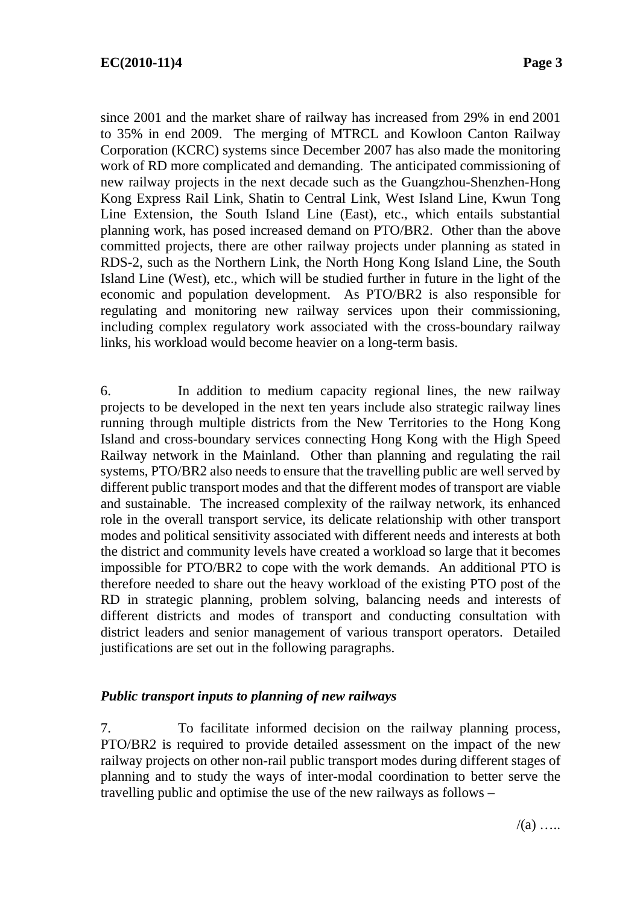since 2001 and the market share of railway has increased from 29% in end 2001 to 35% in end 2009. The merging of MTRCL and Kowloon Canton Railway Corporation (KCRC) systems since December 2007 has also made the monitoring work of RD more complicated and demanding. The anticipated commissioning of new railway projects in the next decade such as the Guangzhou-Shenzhen-Hong Kong Express Rail Link, Shatin to Central Link, West Island Line, Kwun Tong Line Extension, the South Island Line (East), etc., which entails substantial planning work, has posed increased demand on PTO/BR2. Other than the above committed projects, there are other railway projects under planning as stated in RDS-2, such as the Northern Link, the North Hong Kong Island Line, the South Island Line (West), etc., which will be studied further in future in the light of the economic and population development. As PTO/BR2 is also responsible for regulating and monitoring new railway services upon their commissioning, including complex regulatory work associated with the cross-boundary railway links, his workload would become heavier on a long-term basis.

6. In addition to medium capacity regional lines, the new railway projects to be developed in the next ten years include also strategic railway lines running through multiple districts from the New Territories to the Hong Kong Island and cross-boundary services connecting Hong Kong with the High Speed Railway network in the Mainland. Other than planning and regulating the rail systems, PTO/BR2 also needs to ensure that the travelling public are well served by different public transport modes and that the different modes of transport are viable and sustainable. The increased complexity of the railway network, its enhanced role in the overall transport service, its delicate relationship with other transport modes and political sensitivity associated with different needs and interests at both the district and community levels have created a workload so large that it becomes impossible for PTO/BR2 to cope with the work demands. An additional PTO is therefore needed to share out the heavy workload of the existing PTO post of the RD in strategic planning, problem solving, balancing needs and interests of different districts and modes of transport and conducting consultation with district leaders and senior management of various transport operators. Detailed justifications are set out in the following paragraphs.

*Public transport inputs to planning of new railways*

7. To facilitate informed decision on the railway planning process, PTO/BR2 is required to provide detailed assessment on the impact of the new railway projects on other non-rail public transport modes during different stages of planning and to study the ways of inter-modal coordination to better serve the travelling public and optimise the use of the new railways as follows –

/(a) …..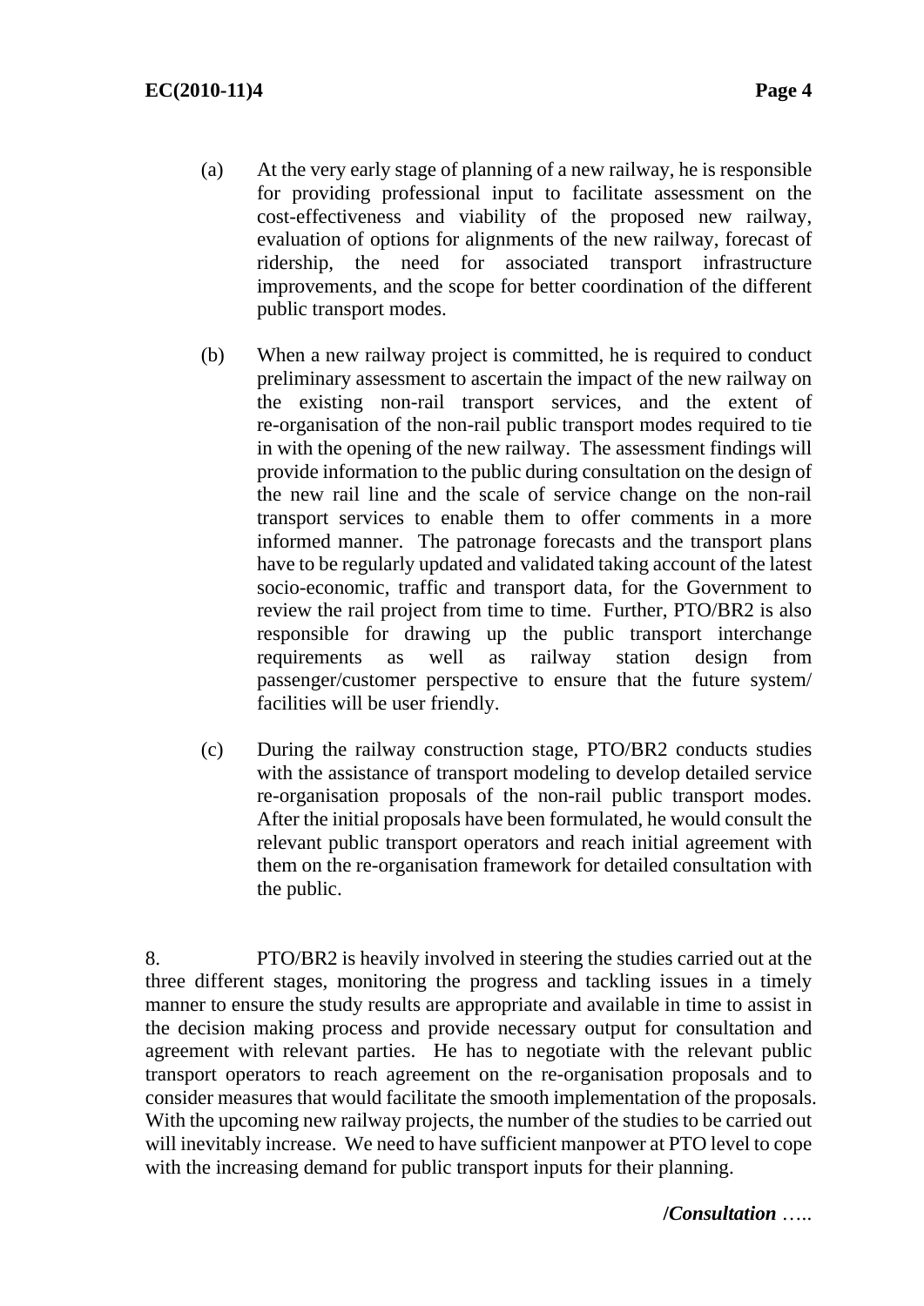(a) At the very early stage of planning of a new railway, he is responsible for providing professional input to facilitate assessment on the cost-effectiveness and viability of the proposed new railway, evaluation of options for alignments of the new railway, forecast of ridership, the need for associated transport infrastructure improvements, and the scope for better coordination of the different public transport modes.

(b) When a new railway project is committed, he is required to conduct preliminary assessment to ascertain the impact of the new railway on the existing non-rail transport services, and the extent of re-organisation of the non-rail public transport modes required to tie in with the opening of the new railway. The assessment findings will provide information to the public during consultation on the design of the new rail line and the scale of service change on the non-rail transport services to enable them to offer comments in a more informed manner. The patronage forecasts and the transport plans have to be regularly updated and validated taking account of the latest socio-economic, traffic and transport data, for the Government to review the rail project from time to time. Further, PTO/BR2 is also responsible for drawing up the public transport interchange requirements as well as railway station design from passenger/customer perspective to ensure that the future system/ facilities will be user friendly.

(c) During the railway construction stage, PTO/BR2 conducts studies with the assistance of transport modeling to develop detailed service re-organisation proposals of the non-rail public transport modes. After the initial proposals have been formulated, he would consult the relevant public transport operators and reach initial agreement with them on the re-organisation framework for detailed consultation with the public.

8. PTO/BR2 is heavily involved in steering the studies carried out at the three different stages, monitoring the progress and tackling issues in a timely manner to ensure the study results are appropriate and available in time to assist in the decision making process and provide necessary output for consultation and agreement with relevant parties. He has to negotiate with the relevant public transport operators to reach agreement on the re-organisation proposals and to consider measures that would facilitate the smooth implementation of the proposals. With the upcoming new railway projects, the number of the studies to be carried out will inevitably increase. We need to have sufficient manpower at PTO level to cope with the increasing demand for public transport inputs for their planning.

**/*Consultation*** …..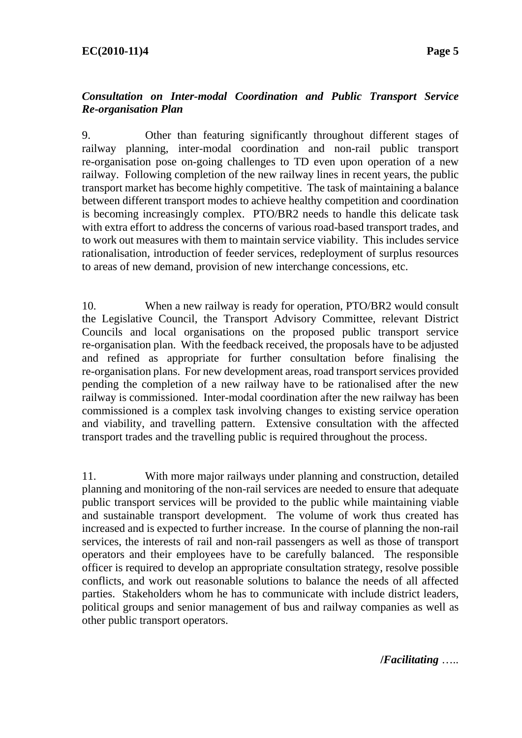***Consultation on Inter-modal Coordination and Public Transport Service Re-organisation Plan***

9. Other than featuring significantly throughout different stages of railway planning, inter-modal coordination and non-rail public transport re-organisation pose on-going challenges to TD even upon operation of a new railway. Following completion of the new railway lines in recent years, the public transport market has become highly competitive. The task of maintaining a balance between different transport modes to achieve healthy competition and coordination is becoming increasingly complex. PTO/BR2 needs to handle this delicate task with extra effort to address the concerns of various road-based transport trades, and to work out measures with them to maintain service viability. This includes service rationalisation, introduction of feeder services, redeployment of surplus resources to areas of new demand, provision of new interchange concessions, etc.

10. When a new railway is ready for operation, PTO/BR2 would consult the Legislative Council, the Transport Advisory Committee, relevant District Councils and local organisations on the proposed public transport service re-organisation plan. With the feedback received, the proposals have to be adjusted and refined as appropriate for further consultation before finalising the re-organisation plans. For new development areas, road transport services provided pending the completion of a new railway have to be rationalised after the new railway is commissioned. Inter-modal coordination after the new railway has been commissioned is a complex task involving changes to existing service operation and viability, and travelling pattern. Extensive consultation with the affected transport trades and the travelling public is required throughout the process.

11. With more major railways under planning and construction, detailed planning and monitoring of the non-rail services are needed to ensure that adequate public transport services will be provided to the public while maintaining viable and sustainable transport development. The volume of work thus created has increased and is expected to further increase. In the course of planning the non-rail services, the interests of rail and non-rail passengers as well as those of transport operators and their employees have to be carefully balanced. The responsible officer is required to develop an appropriate consultation strategy, resolve possible conflicts, and work out reasonable solutions to balance the needs of all affected parties. Stakeholders whom he has to communicate with include district leaders, political groups and senior management of bus and railway companies as well as other public transport operators.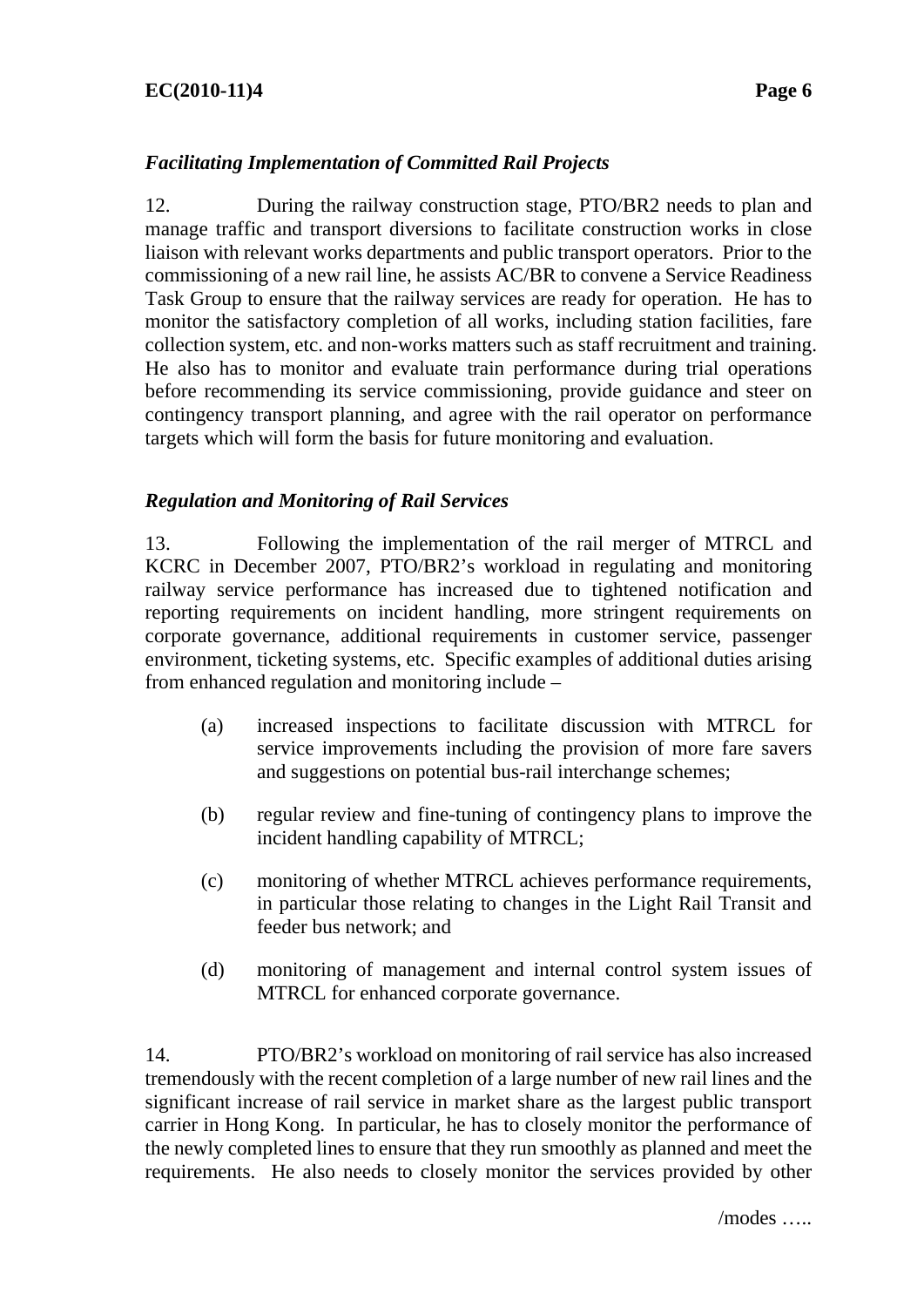*Facilitating Implementation of Committed Rail Projects*

12. During the railway construction stage, PTO/BR2 needs to plan and manage traffic and transport diversions to facilitate construction works in close liaison with relevant works departments and public transport operators. Prior to the commissioning of a new rail line, he assists AC/BR to convene a Service Readiness Task Group to ensure that the railway services are ready for operation. He has to monitor the satisfactory completion of all works, including station facilities, fare collection system, etc. and non-works matters such as staff recruitment and training. He also has to monitor and evaluate train performance during trial operations before recommending its service commissioning, provide guidance and steer on contingency transport planning, and agree with the rail operator on performance targets which will form the basis for future monitoring and evaluation.

*Regulation and Monitoring of Rail Services*

13. Following the implementation of the rail merger of MTRCL and KCRC in December 2007, PTO/BR2's workload in regulating and monitoring railway service performance has increased due to tightened notification and reporting requirements on incident handling, more stringent requirements on corporate governance, additional requirements in customer service, passenger environment, ticketing systems, etc. Specific examples of additional duties arising from enhanced regulation and monitoring include –

(a) increased inspections to facilitate discussion with MTRCL for service improvements including the provision of more fare savers and suggestions on potential bus-rail interchange schemes;

(b) regular review and fine-tuning of contingency plans to improve the incident handling capability of MTRCL;

(c) monitoring of whether MTRCL achieves performance requirements, in particular those relating to changes in the Light Rail Transit and feeder bus network; and

(d) monitoring of management and internal control system issues of MTRCL for enhanced corporate governance.

14. PTO/BR2's workload on monitoring of rail service has also increased tremendously with the recent completion of a large number of new rail lines and the significant increase of rail service in market share as the largest public transport carrier in Hong Kong. In particular, he has to closely monitor the performance of the newly completed lines to ensure that they run smoothly as planned and meet the requirements. He also needs to closely monitor the services provided by other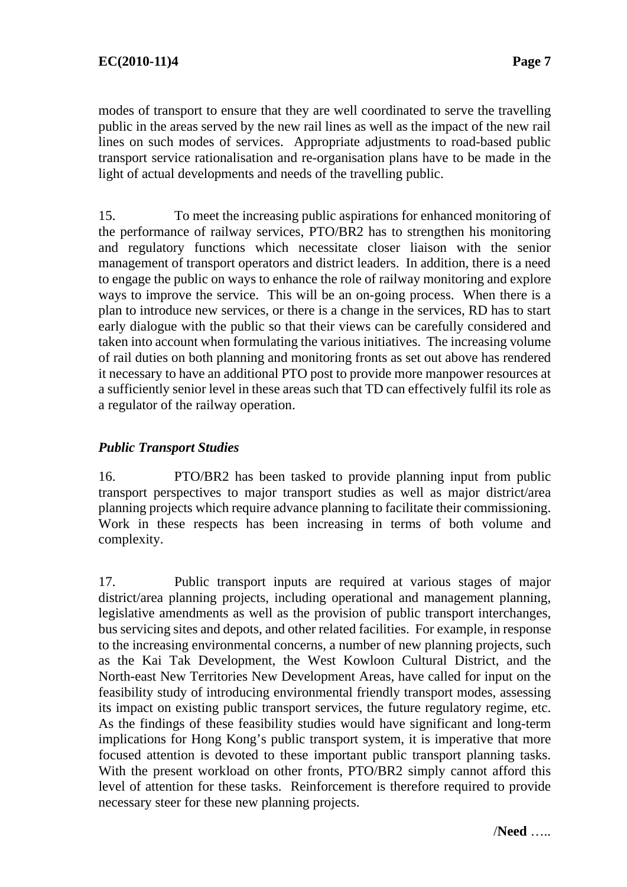modes of transport to ensure that they are well coordinated to serve the travelling public in the areas served by the new rail lines as well as the impact of the new rail lines on such modes of services. Appropriate adjustments to road-based public transport service rationalisation and re-organisation plans have to be made in the light of actual developments and needs of the travelling public.

15. To meet the increasing public aspirations for enhanced monitoring of the performance of railway services, PTO/BR2 has to strengthen his monitoring and regulatory functions which necessitate closer liaison with the senior management of transport operators and district leaders. In addition, there is a need to engage the public on ways to enhance the role of railway monitoring and explore ways to improve the service. This will be an on-going process. When there is a plan to introduce new services, or there is a change in the services, RD has to start early dialogue with the public so that their views can be carefully considered and taken into account when formulating the various initiatives. The increasing volume of rail duties on both planning and monitoring fronts as set out above has rendered it necessary to have an additional PTO post to provide more manpower resources at a sufficiently senior level in these areas such that TD can effectively fulfil its role as a regulator of the railway operation.

***Public Transport Studies***

16. PTO/BR2 has been tasked to provide planning input from public transport perspectives to major transport studies as well as major district/area planning projects which require advance planning to facilitate their commissioning. Work in these respects has been increasing in terms of both volume and complexity.

17. Public transport inputs are required at various stages of major district/area planning projects, including operational and management planning, legislative amendments as well as the provision of public transport interchanges, bus servicing sites and depots, and other related facilities. For example, in response to the increasing environmental concerns, a number of new planning projects, such as the Kai Tak Development, the West Kowloon Cultural District, and the North-east New Territories New Development Areas, have called for input on the feasibility study of introducing environmental friendly transport modes, assessing its impact on existing public transport services, the future regulatory regime, etc. As the findings of these feasibility studies would have significant and long-term implications for Hong Kong's public transport system, it is imperative that more focused attention is devoted to these important public transport planning tasks. With the present workload on other fronts, PTO/BR2 simply cannot afford this level of attention for these tasks. Reinforcement is therefore required to provide necessary steer for these new planning projects.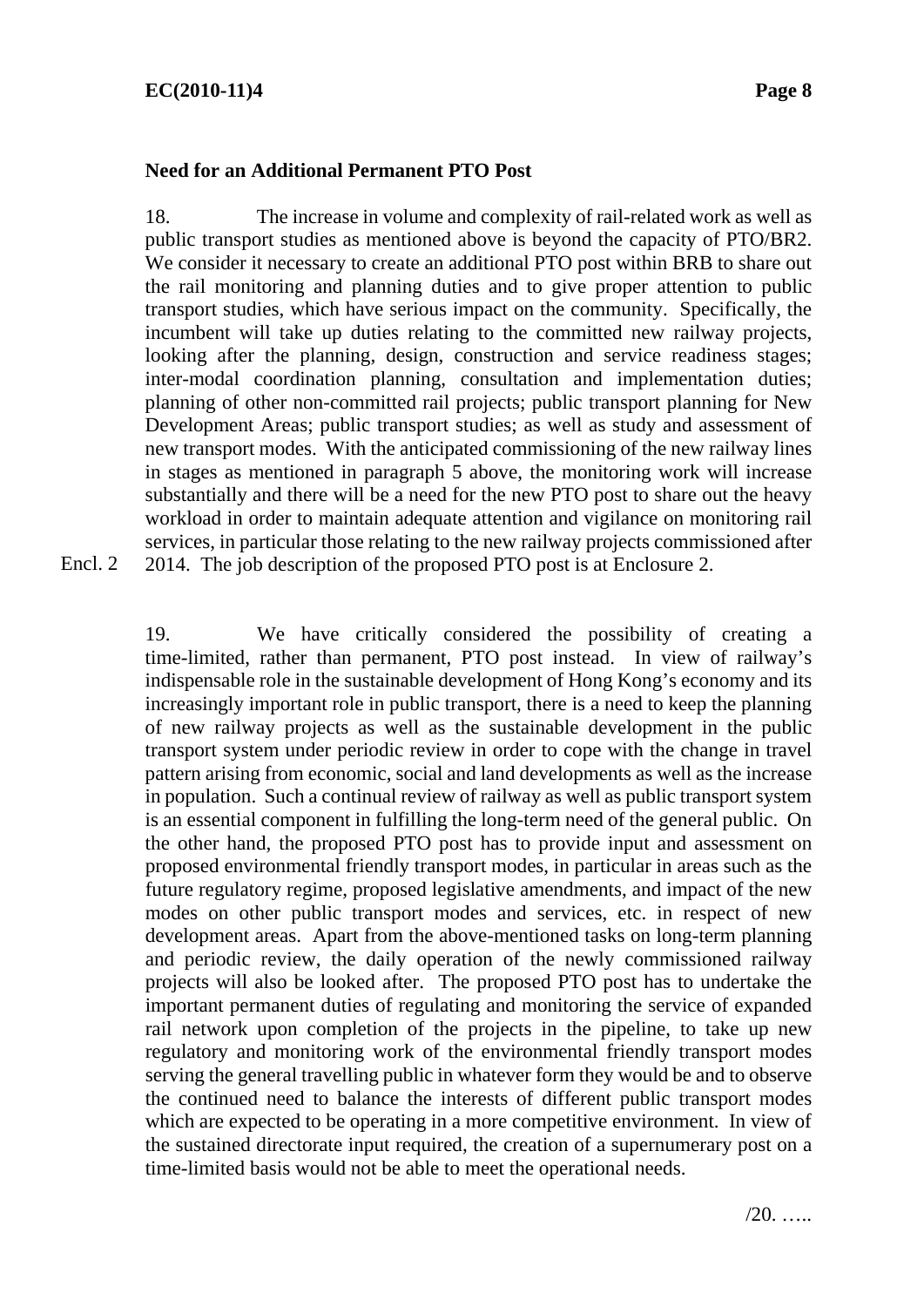**Need for an Additional Permanent PTO Post**

18. The increase in volume and complexity of rail-related work as well as public transport studies as mentioned above is beyond the capacity of PTO/BR2. We consider it necessary to create an additional PTO post within BRB to share out the rail monitoring and planning duties and to give proper attention to public transport studies, which have serious impact on the community. Specifically, the incumbent will take up duties relating to the committed new railway projects, looking after the planning, design, construction and service readiness stages; inter-modal coordination planning, consultation and implementation duties; planning of other non-committed rail projects; public transport planning for New Development Areas; public transport studies; as well as study and assessment of new transport modes. With the anticipated commissioning of the new railway lines in stages as mentioned in paragraph 5 above, the monitoring work will increase substantially and there will be a need for the new PTO post to share out the heavy workload in order to maintain adequate attention and vigilance on monitoring rail services, in particular those relating to the new railway projects commissioned after 2014. The job description of the proposed PTO post is at Enclosure 2.

Encl. 2

19. We have critically considered the possibility of creating a time-limited, rather than permanent, PTO post instead. In view of railway's indispensable role in the sustainable development of Hong Kong's economy and its increasingly important role in public transport, there is a need to keep the planning of new railway projects as well as the sustainable development in the public transport system under periodic review in order to cope with the change in travel pattern arising from economic, social and land developments as well as the increase in population. Such a continual review of railway as well as public transport system is an essential component in fulfilling the long-term need of the general public. On the other hand, the proposed PTO post has to provide input and assessment on proposed environmental friendly transport modes, in particular in areas such as the future regulatory regime, proposed legislative amendments, and impact of the new modes on other public transport modes and services, etc. in respect of new development areas. Apart from the above-mentioned tasks on long-term planning and periodic review, the daily operation of the newly commissioned railway projects will also be looked after. The proposed PTO post has to undertake the important permanent duties of regulating and monitoring the service of expanded rail network upon completion of the projects in the pipeline, to take up new regulatory and monitoring work of the environmental friendly transport modes serving the general travelling public in whatever form they would be and to observe the continued need to balance the interests of different public transport modes which are expected to be operating in a more competitive environment. In view of the sustained directorate input required, the creation of a supernumerary post on a time-limited basis would not be able to meet the operational needs.

/20. …..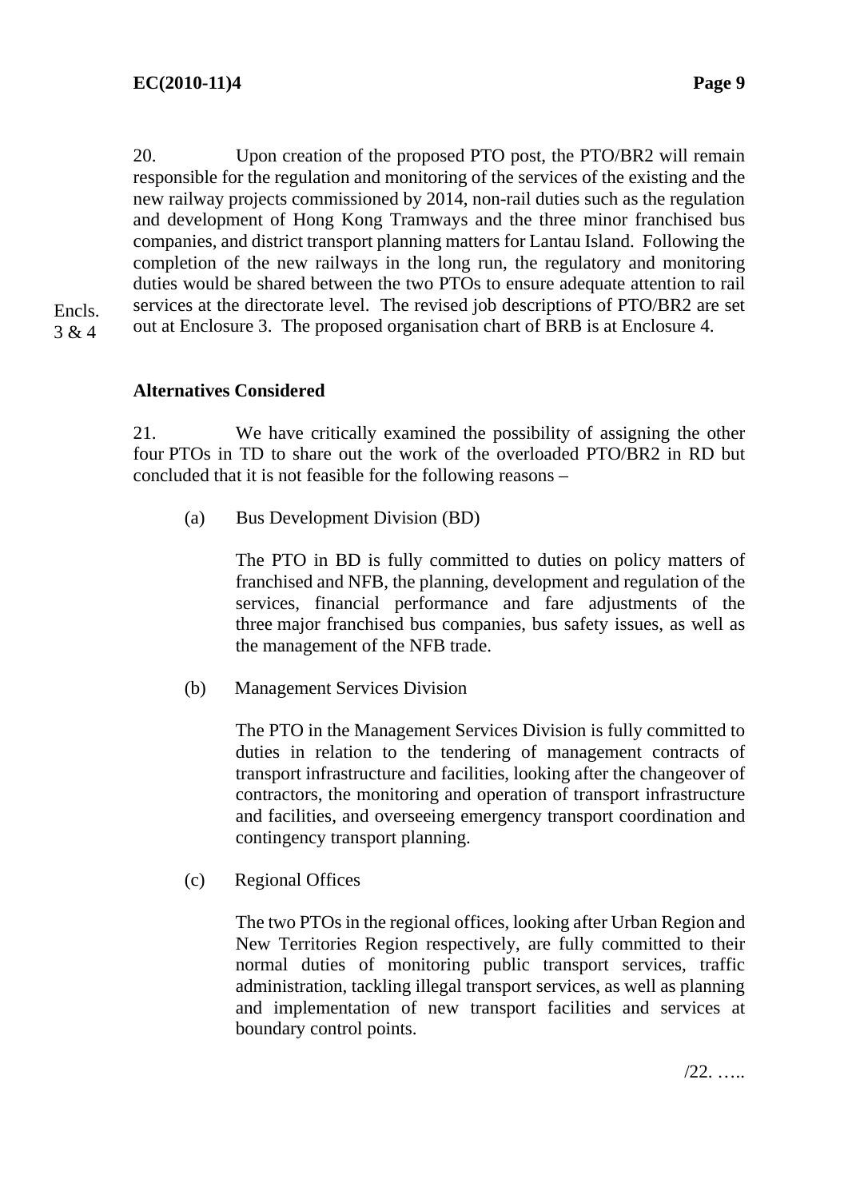20. Upon creation of the proposed PTO post, the PTO/BR2 will remain responsible for the regulation and monitoring of the services of the existing and the new railway projects commissioned by 2014, non-rail duties such as the regulation and development of Hong Kong Tramways and the three minor franchised bus companies, and district transport planning matters for Lantau Island. Following the completion of the new railways in the long run, the regulatory and monitoring duties would be shared between the two PTOs to ensure adequate attention to rail services at the directorate level. The revised job descriptions of PTO/BR2 are set out at Enclosure 3. The proposed organisation chart of BRB is at Enclosure 4.

Encls. 3 & 4

**Alternatives Considered**

21. We have critically examined the possibility of assigning the other four PTOs in TD to share out the work of the overloaded PTO/BR2 in RD but concluded that it is not feasible for the following reasons –

(a) Bus Development Division (BD)

The PTO in BD is fully committed to duties on policy matters of franchised and NFB, the planning, development and regulation of the services, financial performance and fare adjustments of the three major franchised bus companies, bus safety issues, as well as the management of the NFB trade.

(b) Management Services Division

The PTO in the Management Services Division is fully committed to duties in relation to the tendering of management contracts of transport infrastructure and facilities, looking after the changeover of contractors, the monitoring and operation of transport infrastructure and facilities, and overseeing emergency transport coordination and contingency transport planning.

(c) Regional Offices

The two PTOs in the regional offices, looking after Urban Region and New Territories Region respectively, are fully committed to their normal duties of monitoring public transport services, traffic administration, tackling illegal transport services, as well as planning and implementation of new transport facilities and services at boundary control points.

/22. …..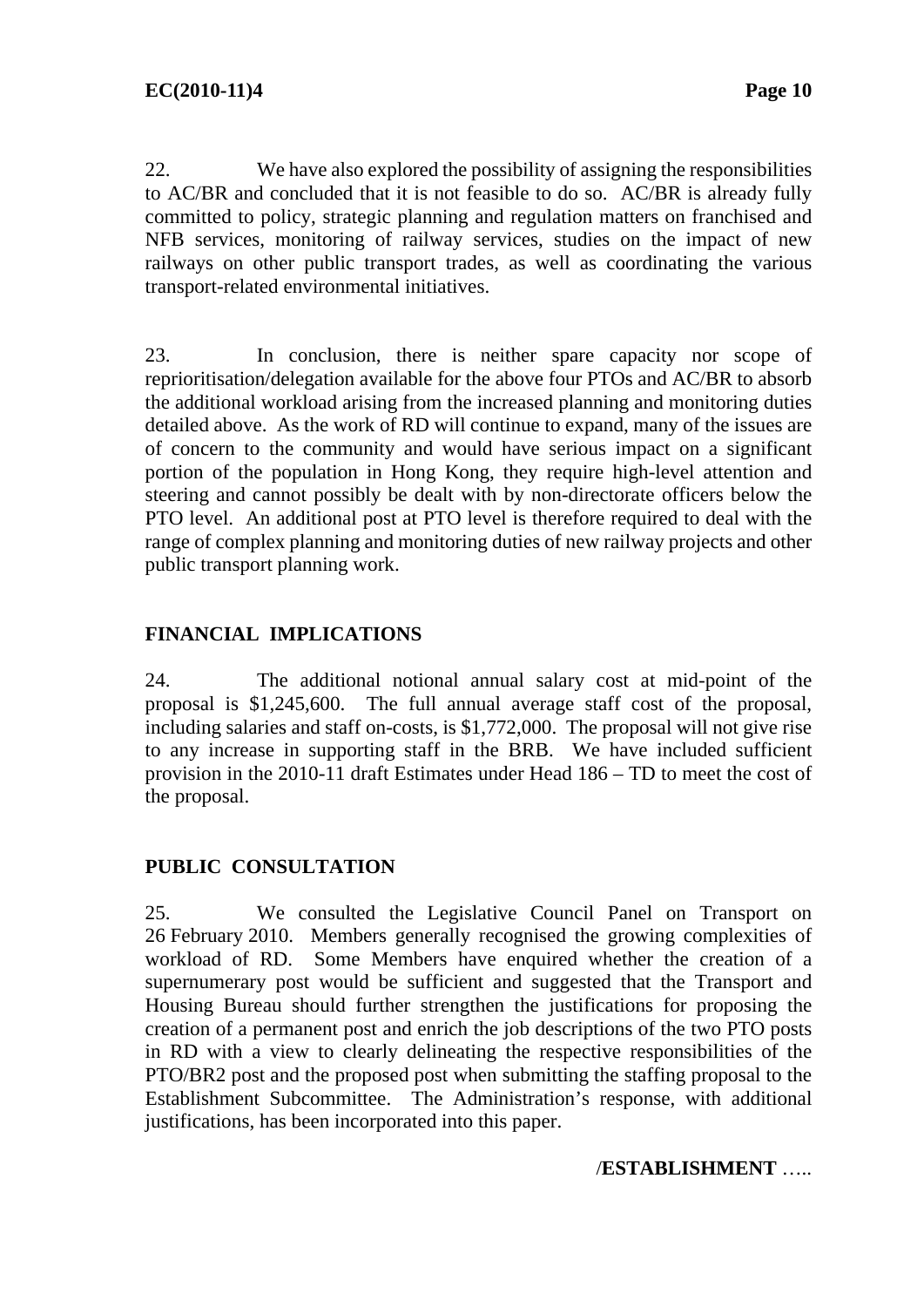22. We have also explored the possibility of assigning the responsibilities to AC/BR and concluded that it is not feasible to do so. AC/BR is already fully committed to policy, strategic planning and regulation matters on franchised and NFB services, monitoring of railway services, studies on the impact of new railways on other public transport trades, as well as coordinating the various transport-related environmental initiatives.

23. In conclusion, there is neither spare capacity nor scope of reprioritisation/delegation available for the above four PTOs and AC/BR to absorb the additional workload arising from the increased planning and monitoring duties detailed above. As the work of RD will continue to expand, many of the issues are of concern to the community and would have serious impact on a significant portion of the population in Hong Kong, they require high-level attention and steering and cannot possibly be dealt with by non-directorate officers below the PTO level. An additional post at PTO level is therefore required to deal with the range of complex planning and monitoring duties of new railway projects and other public transport planning work.

## FINANCIAL IMPLICATIONS

24. The additional notional annual salary cost at mid-point of the proposal is $1,245,600. The full annual average staff cost of the proposal, including salaries and staff on-costs, is $1,772,000. The proposal will not give rise to any increase in supporting staff in the BRB. We have included sufficient provision in the 2010-11 draft Estimates under Head 186 – TD to meet the cost of the proposal.

## PUBLIC CONSULTATION

25. We consulted the Legislative Council Panel on Transport on 26 February 2010. Members generally recognised the growing complexities of workload of RD. Some Members have enquired whether the creation of a supernumerary post would be sufficient and suggested that the Transport and Housing Bureau should further strengthen the justifications for proposing the creation of a permanent post and enrich the job descriptions of the two PTO posts in RD with a view to clearly delineating the respective responsibilities of the PTO/BR2 post and the proposed post when submitting the staffing proposal to the Establishment Subcommittee. The Administration's response, with additional justifications, has been incorporated into this paper.

/**ESTABLISHMENT** …..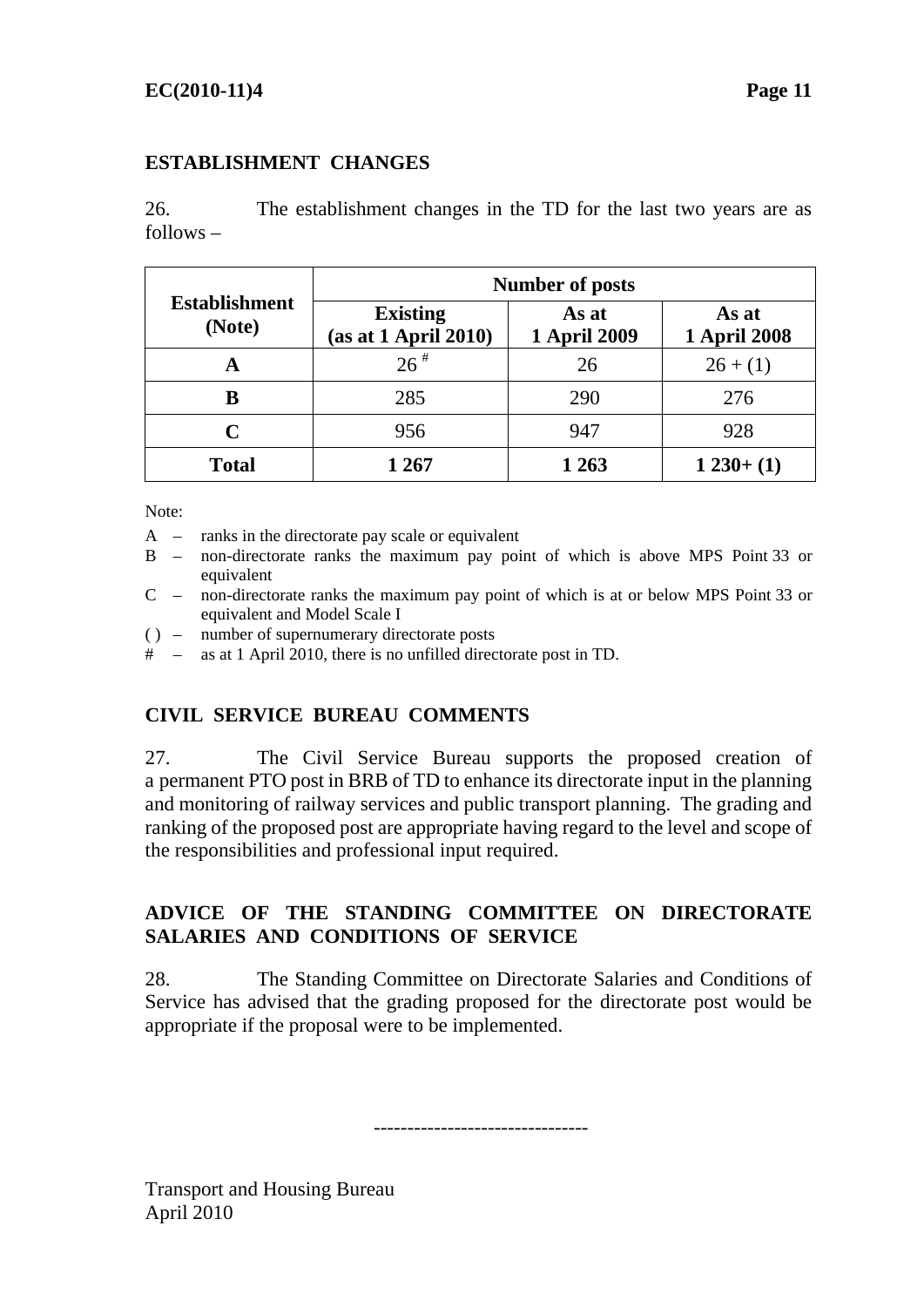## ESTABLISHMENT CHANGES

26. The establishment changes in the TD for the last two years are as follows –

| Establishment (Note) | Number of posts | | |
|---|---|---|---|
| | Existing (as at 1 April 2010) | As at 1 April 2009 | As at 1 April 2008 |
| **A** | 26 # | 26 | 26 + (1) |
| **B** | 285 | 290 | 276 |
| **C** | 956 | 947 | 928 |
| **Total** | **1 267** | **1 263** | **1 230+ (1)** |

Note:

A – ranks in the directorate pay scale or equivalent

B – non-directorate ranks the maximum pay point of which is above MPS Point 33 or equivalent

C – non-directorate ranks the maximum pay point of which is at or below MPS Point 33 or equivalent and Model Scale I

( ) – number of supernumerary directorate posts

# – as at 1 April 2010, there is no unfilled directorate post in TD.

## CIVIL SERVICE BUREAU COMMENTS

27. The Civil Service Bureau supports the proposed creation of a permanent PTO post in BRB of TD to enhance its directorate input in the planning and monitoring of railway services and public transport planning. The grading and ranking of the proposed post are appropriate having regard to the level and scope of the responsibilities and professional input required.

## ADVICE OF THE STANDING COMMITTEE ON DIRECTORATE SALARIES AND CONDITIONS OF SERVICE

28. The Standing Committee on Directorate Salaries and Conditions of Service has advised that the grading proposed for the directorate post would be appropriate if the proposal were to be implemented.

-------------------------------

Transport and Housing Bureau
April 2010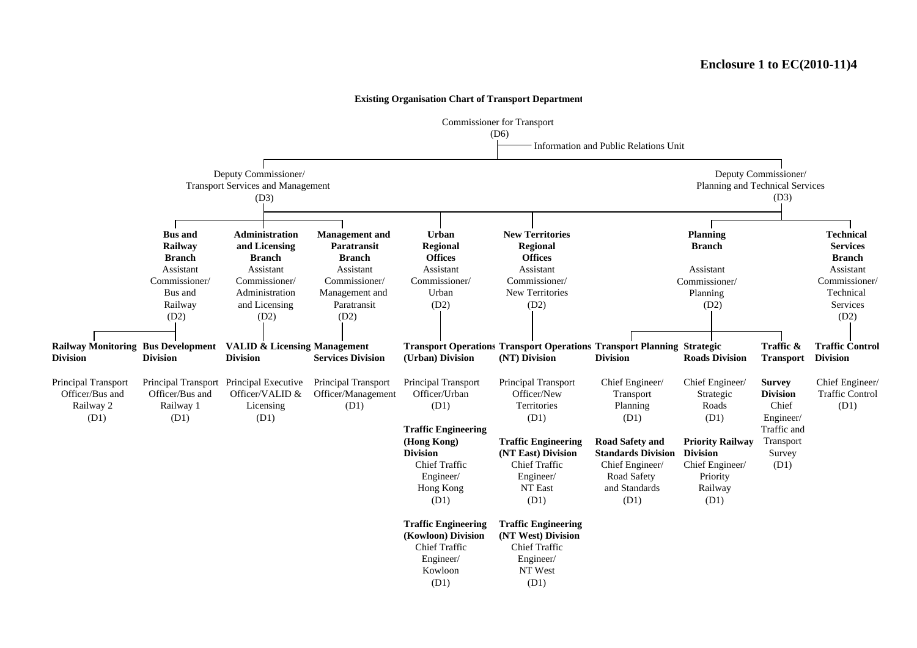**Enclosure 1 to EC(2010-11)4**

**Existing Organisation Chart of Transport Department**

Commissioner for Transport (D6)

- Information and Public Relations Unit

- **Deputy Commissioner/ Transport Services and Management (D3)**
  - **Bus and Railway Branch** — Assistant Commissioner/ Bus and Railway (D2)
    - **Railway Monitoring Division** — Principal Transport Officer/Bus and Railway 2 (D1)
    - **Bus Development Division** — Principal Transport Officer/Bus and Railway 1 (D1)
  - **Administration and Licensing Branch** — Assistant Commissioner/ Administration and Licensing (D2)
    - **VALID & Licensing Division** — Principal Executive Officer/VALID & Licensing (D1)
  - **Management and Paratransit Branch** — Assistant Commissioner/ Management and Paratransit (D2)
    - **Management Services Division** — Principal Transport Officer/Management (D1)
  - **Urban Regional Offices** — Assistant Commissioner/ Urban (D2)
    - **Transport Operations (Urban) Division** — Principal Transport Officer/Urban (D1)
    - **Traffic Engineering (Hong Kong) Division** — Chief Traffic Engineer/ Hong Kong (D1)
    - **Traffic Engineering (Kowloon) Division** — Chief Traffic Engineer/ Kowloon (D1)
  - **New Territories Regional Offices** — Assistant Commissioner/ New Territories (D2)
    - **Transport Operations (NT) Division** — Principal Transport Officer/New Territories (D1)
    - **Traffic Engineering (NT East) Division** — Chief Traffic Engineer/ NT East (D1)
    - **Traffic Engineering (NT West) Division** — Chief Traffic Engineer/ NT West (D1)

- **Deputy Commissioner/ Planning and Technical Services (D3)**
  - **Planning Branch** — Assistant Commissioner/ Planning (D2)
    - **Transport Planning Division** — Chief Engineer/ Transport Planning (D1)
    - **Road Safety and Standards Division** — Chief Engineer/ Road Safety and Standards (D1)
    - **Strategic Roads Division** — Chief Engineer/ Strategic Roads (D1)
    - **Priority Railway Division** — Chief Engineer/ Priority Railway (D1)
    - **Traffic & Transport Survey Division** — Chief Engineer/ Traffic and Transport Survey (D1)
  - **Technical Services Branch** — Assistant Commissioner/ Technical Services (D2)
    - **Traffic Control Division** — Chief Engineer/ Traffic Control (D1)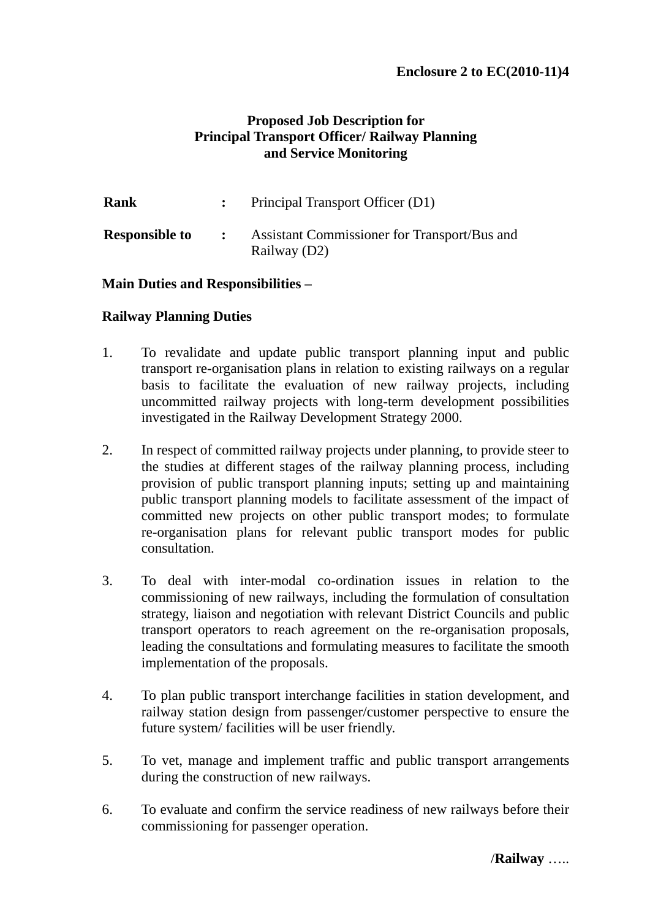**Enclosure 2 to EC(2010-11)4**

**Proposed Job Description for**
**Principal Transport Officer/ Railway Planning**
**and Service Monitoring**

| | | |
|---|---|---|
| **Rank** | **:** | Principal Transport Officer (D1) |
| **Responsible to** | **:** | Assistant Commissioner for Transport/Bus and Railway (D2) |

**Main Duties and Responsibilities –**

**Railway Planning Duties**

1. To revalidate and update public transport planning input and public transport re-organisation plans in relation to existing railways on a regular basis to facilitate the evaluation of new railway projects, including uncommitted railway projects with long-term development possibilities investigated in the Railway Development Strategy 2000.

2. In respect of committed railway projects under planning, to provide steer to the studies at different stages of the railway planning process, including provision of public transport planning inputs; setting up and maintaining public transport planning models to facilitate assessment of the impact of committed new projects on other public transport modes; to formulate re-organisation plans for relevant public transport modes for public consultation.

3. To deal with inter-modal co-ordination issues in relation to the commissioning of new railways, including the formulation of consultation strategy, liaison and negotiation with relevant District Councils and public transport operators to reach agreement on the re-organisation proposals, leading the consultations and formulating measures to facilitate the smooth implementation of the proposals.

4. To plan public transport interchange facilities in station development, and railway station design from passenger/customer perspective to ensure the future system/ facilities will be user friendly.

5. To vet, manage and implement traffic and public transport arrangements during the construction of new railways.

6. To evaluate and confirm the service readiness of new railways before their commissioning for passenger operation.

/**Railway** …..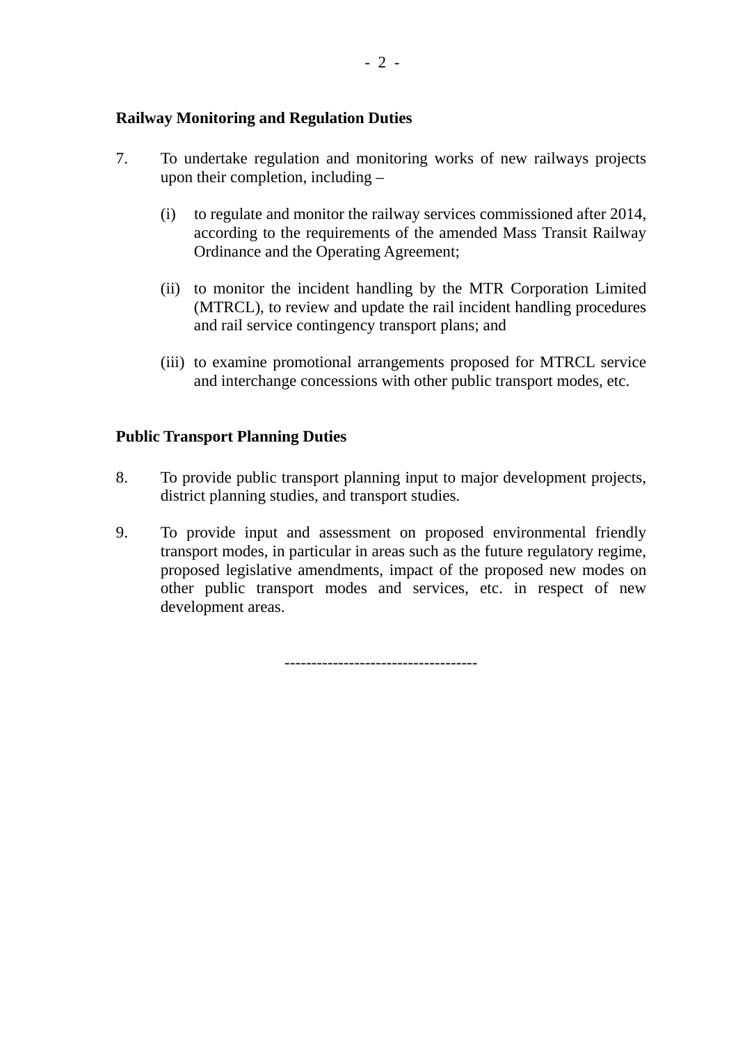**Railway Monitoring and Regulation Duties**

7. To undertake regulation and monitoring works of new railways projects upon their completion, including –

   (i) to regulate and monitor the railway services commissioned after 2014, according to the requirements of the amended Mass Transit Railway Ordinance and the Operating Agreement;

   (ii) to monitor the incident handling by the MTR Corporation Limited (MTRCL), to review and update the rail incident handling procedures and rail service contingency transport plans; and

   (iii) to examine promotional arrangements proposed for MTRCL service and interchange concessions with other public transport modes, etc.

**Public Transport Planning Duties**

8. To provide public transport planning input to major development projects, district planning studies, and transport studies.

9. To provide input and assessment on proposed environmental friendly transport modes, in particular in areas such as the future regulatory regime, proposed legislative amendments, impact of the proposed new modes on other public transport modes and services, etc. in respect of new development areas.

-----------------------------------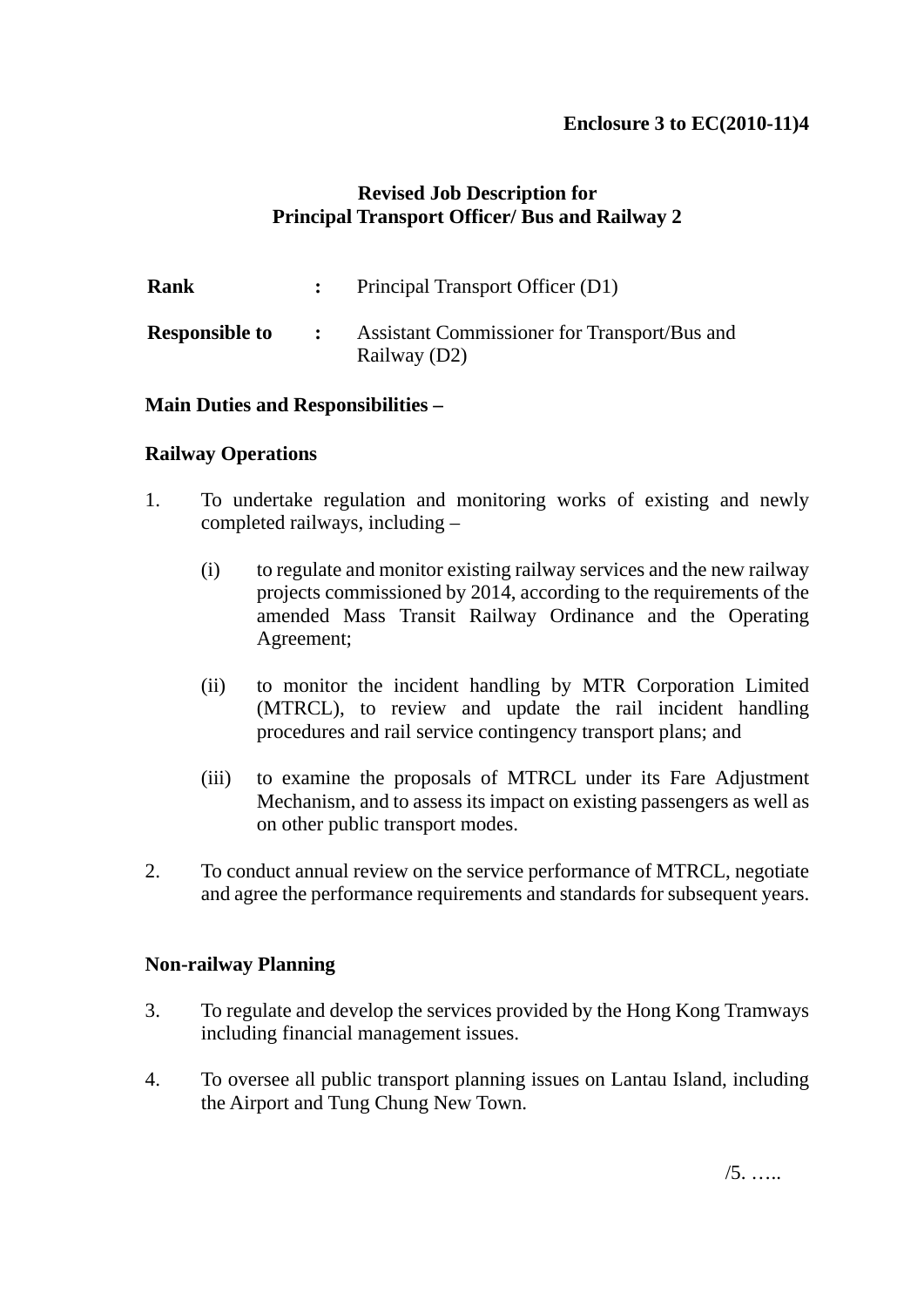**Enclosure 3 to EC(2010-11)4**

**Revised Job Description for**
**Principal Transport Officer/ Bus and Railway 2**

**Rank** : Principal Transport Officer (D1)

**Responsible to** : Assistant Commissioner for Transport/Bus and Railway (D2)

**Main Duties and Responsibilities –**

**Railway Operations**

1. To undertake regulation and monitoring works of existing and newly completed railways, including –

   (i) to regulate and monitor existing railway services and the new railway projects commissioned by 2014, according to the requirements of the amended Mass Transit Railway Ordinance and the Operating Agreement;

   (ii) to monitor the incident handling by MTR Corporation Limited (MTRCL), to review and update the rail incident handling procedures and rail service contingency transport plans; and

   (iii) to examine the proposals of MTRCL under its Fare Adjustment Mechanism, and to assess its impact on existing passengers as well as on other public transport modes.

2. To conduct annual review on the service performance of MTRCL, negotiate and agree the performance requirements and standards for subsequent years.

**Non-railway Planning**

3. To regulate and develop the services provided by the Hong Kong Tramways including financial management issues.

4. To oversee all public transport planning issues on Lantau Island, including the Airport and Tung Chung New Town.

/5. …..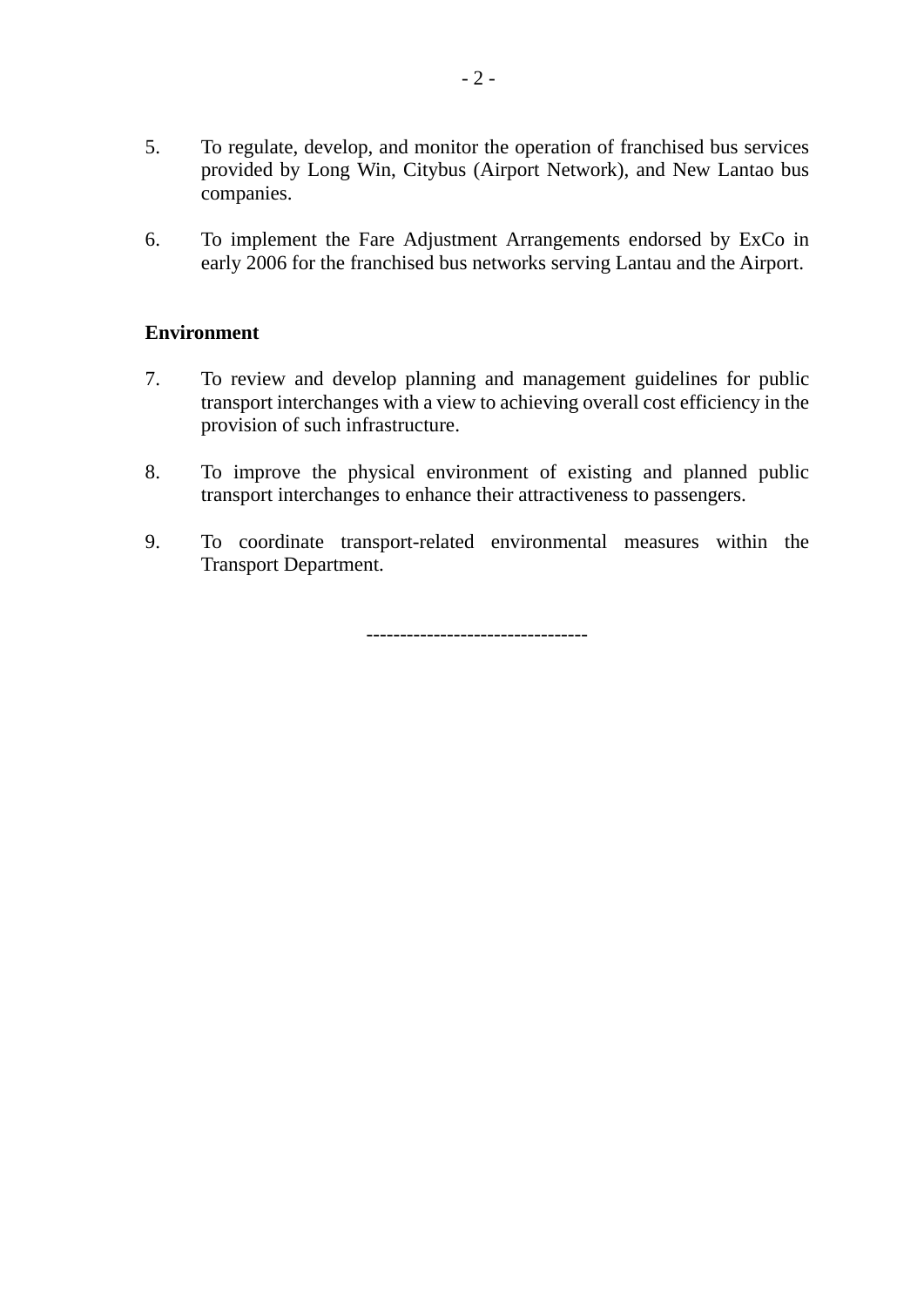5. To regulate, develop, and monitor the operation of franchised bus services provided by Long Win, Citybus (Airport Network), and New Lantao bus companies.

6. To implement the Fare Adjustment Arrangements endorsed by ExCo in early 2006 for the franchised bus networks serving Lantau and the Airport.

**Environment**

7. To review and develop planning and management guidelines for public transport interchanges with a view to achieving overall cost efficiency in the provision of such infrastructure.

8. To improve the physical environment of existing and planned public transport interchanges to enhance their attractiveness to passengers.

9. To coordinate transport-related environmental measures within the Transport Department.

--------------------------------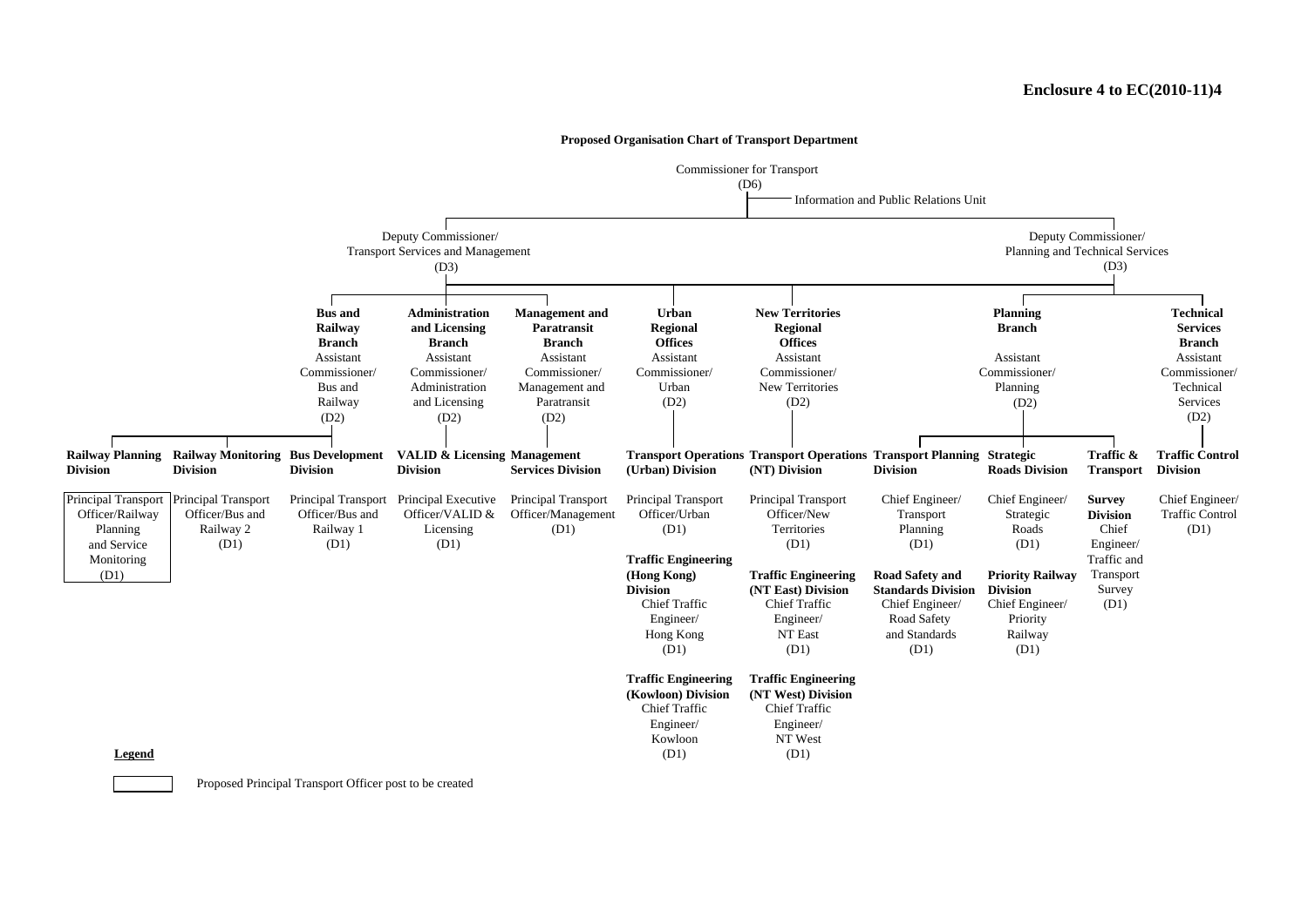**Enclosure 4 to EC(2010-11)4**

**Proposed Organisation Chart of Transport Department**

Commissioner for Transport
(D6)

Information and Public Relations Unit

Deputy Commissioner/
Transport Services and Management
(D3)

Deputy Commissioner/
Planning and Technical Services
(D3)

**Bus and Railway Branch**
Assistant Commissioner/ Bus and Railway
(D2)

**Administration and Licensing Branch**
Assistant Commissioner/ Administration and Licensing
(D2)

**Management and Paratransit Branch**
Assistant Commissioner/ Management and Paratransit
(D2)

**Urban Regional Offices**
Assistant Commissioner/ Urban
(D2)

**New Territories Regional Offices**
Assistant Commissioner/ New Territories
(D2)

**Planning Branch**
Assistant Commissioner/ Planning
(D2)

**Technical Services Branch**
Assistant Commissioner/ Technical Services
(D2)

**Railway Planning Division**
Principal Transport Officer/Railway Planning and Service Monitoring
(D1)

**Railway Monitoring Division**
Principal Transport Officer/Bus and Railway 2
(D1)

**Bus Development Division**
Principal Transport Officer/Bus and Railway 1
(D1)

**VALID & Licensing Division**
Principal Executive Officer/VALID & Licensing
(D1)

**Management Services Division**
Principal Transport Officer/Management
(D1)

**Transport Operations (Urban) Division**
Principal Transport Officer/Urban
(D1)

**Traffic Engineering (Hong Kong) Division**
Chief Traffic Engineer/ Hong Kong
(D1)

**Traffic Engineering (Kowloon) Division**
Chief Traffic Engineer/ Kowloon
(D1)

**Transport Operations (NT) Division**
Principal Transport Officer/New Territories
(D1)

**Traffic Engineering (NT East) Division**
Chief Traffic Engineer/ NT East
(D1)

**Traffic Engineering (NT West) Division**
Chief Traffic Engineer/ NT West
(D1)

**Transport Planning Division**
Chief Engineer/ Transport Planning
(D1)

**Road Safety and Standards Division**
Chief Engineer/ Road Safety and Standards
(D1)

**Strategic Roads Division**
Chief Engineer/ Strategic Roads
(D1)

**Priority Railway Division**
Chief Engineer/ Priority Railway
(D1)

**Traffic & Transport Survey Division**
Chief Engineer/ Traffic and Transport Survey
(D1)

**Traffic Control Division**
Chief Engineer/ Traffic Control
(D1)

**Legend**

Proposed Principal Transport Officer post to be created